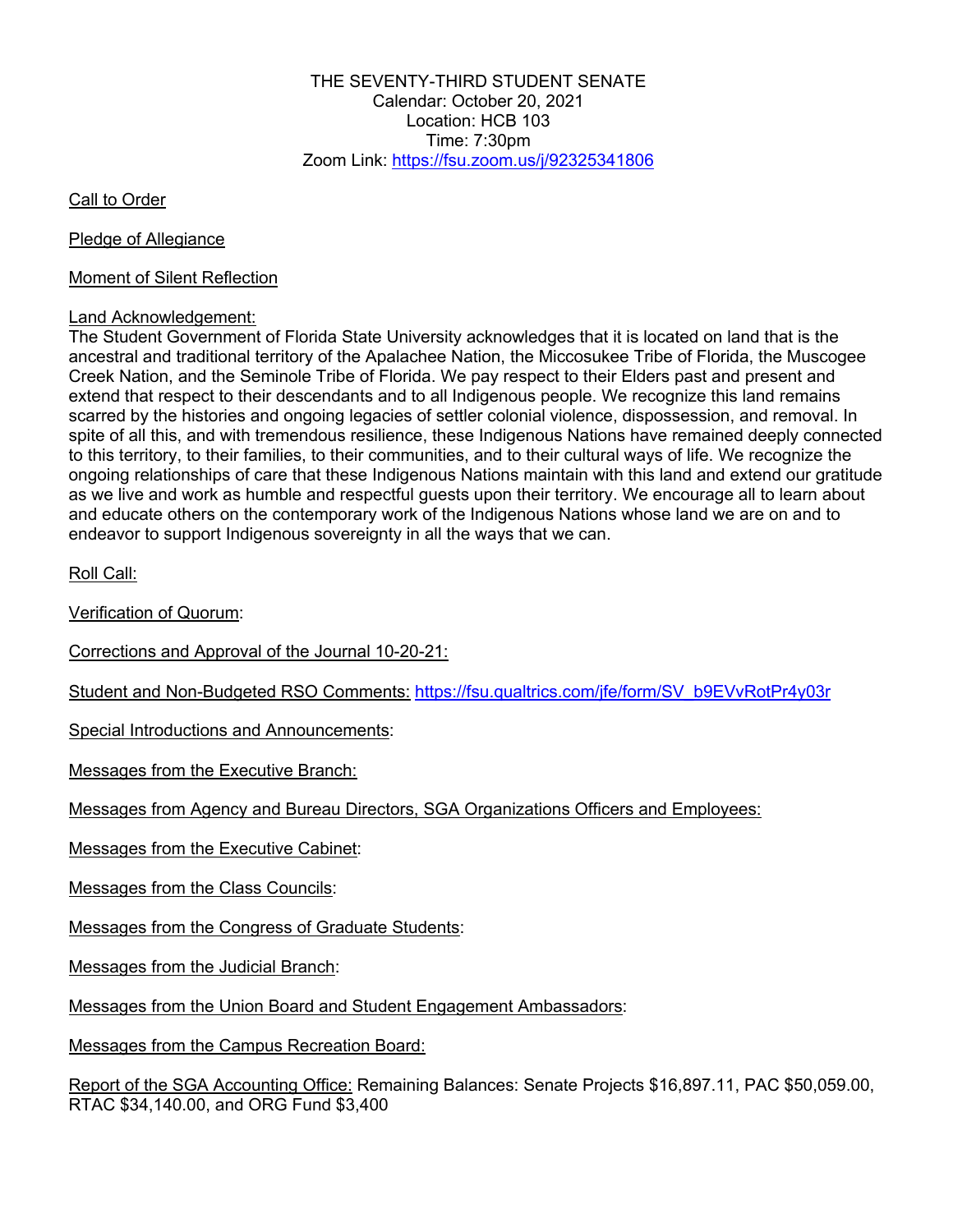THE SEVENTY-THIRD STUDENT SENATE
Calendar: October 20, 2021
Location: HCB 103
Time: 7:30pm
Zoom Link: https://fsu.zoom.us/j/92325341806

Call to Order

Pledge of Allegiance

Moment of Silent Reflection

Land Acknowledgement:
The Student Government of Florida State University acknowledges that it is located on land that is the ancestral and traditional territory of the Apalachee Nation, the Miccosukee Tribe of Florida, the Muscogee Creek Nation, and the Seminole Tribe of Florida. We pay respect to their Elders past and present and extend that respect to their descendants and to all Indigenous people. We recognize this land remains scarred by the histories and ongoing legacies of settler colonial violence, dispossession, and removal. In spite of all this, and with tremendous resilience, these Indigenous Nations have remained deeply connected to this territory, to their families, to their communities, and to their cultural ways of life. We recognize the ongoing relationships of care that these Indigenous Nations maintain with this land and extend our gratitude as we live and work as humble and respectful guests upon their territory. We encourage all to learn about and educate others on the contemporary work of the Indigenous Nations whose land we are on and to endeavor to support Indigenous sovereignty in all the ways that we can.

Roll Call:

Verification of Quorum:

Corrections and Approval of the Journal 10-20-21:

Student and Non-Budgeted RSO Comments: https://fsu.qualtrics.com/jfe/form/SV_b9EVvRotPr4y03r

Special Introductions and Announcements:

Messages from the Executive Branch:

Messages from Agency and Bureau Directors, SGA Organizations Officers and Employees:

Messages from the Executive Cabinet:

Messages from the Class Councils:

Messages from the Congress of Graduate Students:

Messages from the Judicial Branch:

Messages from the Union Board and Student Engagement Ambassadors:

Messages from the Campus Recreation Board:

Report of the SGA Accounting Office: Remaining Balances: Senate Projects $16,897.11, PAC $50,059.00, RTAC $34,140.00, and ORG Fund $3,400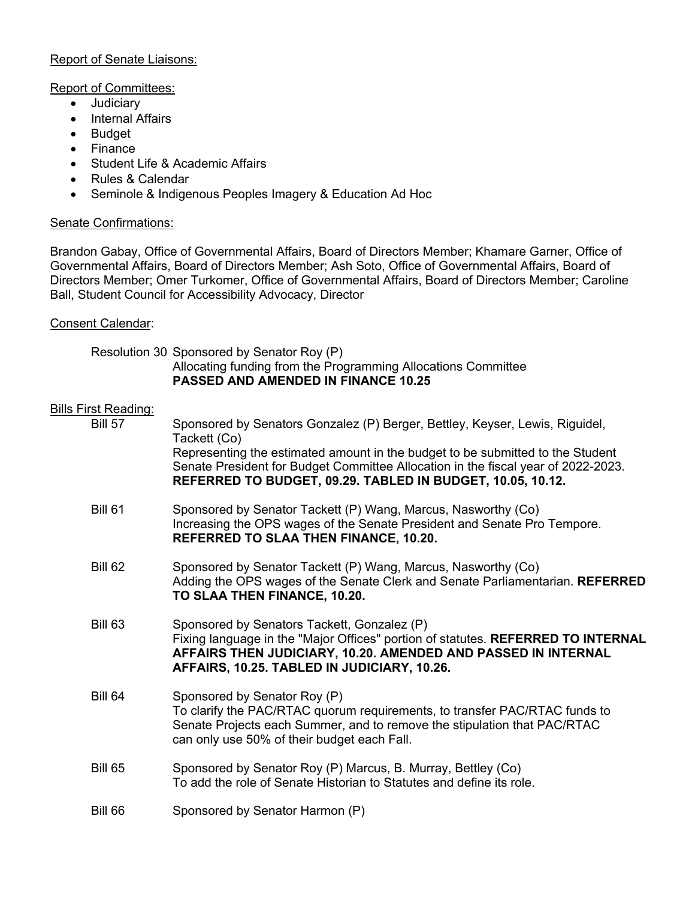Report of Senate Liaisons:

Report of Committees:

- Judiciary
- Internal Affairs
- Budget
- Finance
- Student Life & Academic Affairs
- Rules & Calendar
- Seminole & Indigenous Peoples Imagery & Education Ad Hoc

Senate Confirmations:

Brandon Gabay, Office of Governmental Affairs, Board of Directors Member; Khamare Garner, Office of Governmental Affairs, Board of Directors Member; Ash Soto, Office of Governmental Affairs, Board of Directors Member; Omer Turkomer, Office of Governmental Affairs, Board of Directors Member; Caroline Ball, Student Council for Accessibility Advocacy, Director

Consent Calendar:

Resolution 30 Sponsored by Senator Roy (P)
Allocating funding from the Programming Allocations Committee
**PASSED AND AMENDED IN FINANCE 10.25**

Bills First Reading:

Bill 57 Sponsored by Senators Gonzalez (P) Berger, Bettley, Keyser, Lewis, Riguidel, Tackett (Co)
Representing the estimated amount in the budget to be submitted to the Student Senate President for Budget Committee Allocation in the fiscal year of 2022-2023. **REFERRED TO BUDGET, 09.29. TABLED IN BUDGET, 10.05, 10.12.**

Bill 61 Sponsored by Senator Tackett (P) Wang, Marcus, Nasworthy (Co)
Increasing the OPS wages of the Senate President and Senate Pro Tempore. **REFERRED TO SLAA THEN FINANCE, 10.20.**

Bill 62 Sponsored by Senator Tackett (P) Wang, Marcus, Nasworthy (Co)
Adding the OPS wages of the Senate Clerk and Senate Parliamentarian. **REFERRED TO SLAA THEN FINANCE, 10.20.**

Bill 63 Sponsored by Senators Tackett, Gonzalez (P)
Fixing language in the "Major Offices" portion of statutes. **REFERRED TO INTERNAL AFFAIRS THEN JUDICIARY, 10.20. AMENDED AND PASSED IN INTERNAL AFFAIRS, 10.25. TABLED IN JUDICIARY, 10.26.**

Bill 64 Sponsored by Senator Roy (P)
To clarify the PAC/RTAC quorum requirements, to transfer PAC/RTAC funds to Senate Projects each Summer, and to remove the stipulation that PAC/RTAC can only use 50% of their budget each Fall.

Bill 65 Sponsored by Senator Roy (P) Marcus, B. Murray, Bettley (Co)
To add the role of Senate Historian to Statutes and define its role.

Bill 66 Sponsored by Senator Harmon (P)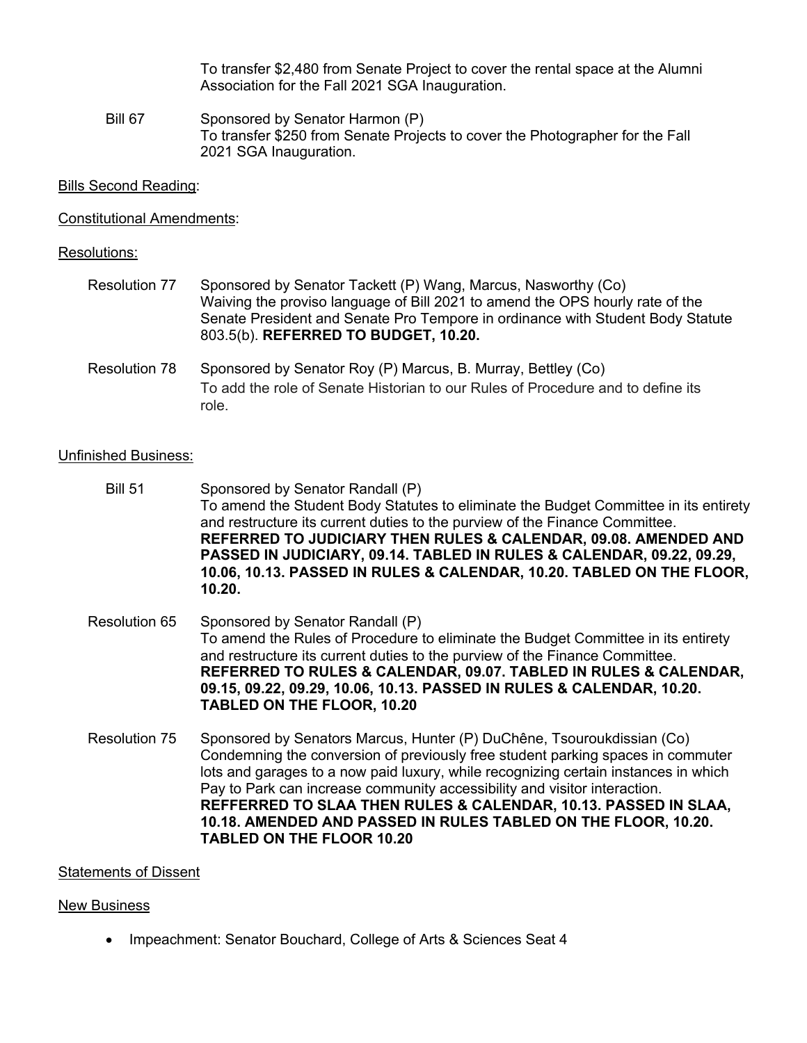To transfer $2,480 from Senate Project to cover the rental space at the Alumni Association for the Fall 2021 SGA Inauguration.

Bill 67 Sponsored by Senator Harmon (P)
To transfer $250 from Senate Projects to cover the Photographer for the Fall 2021 SGA Inauguration.

<u>Bills Second Reading</u>:

<u>Constitutional Amendments</u>:

<u>Resolutions:</u>

Resolution 77 Sponsored by Senator Tackett (P) Wang, Marcus, Nasworthy (Co)
Waiving the proviso language of Bill 2021 to amend the OPS hourly rate of the Senate President and Senate Pro Tempore in ordinance with Student Body Statute 803.5(b). **REFERRED TO BUDGET, 10.20.**

Resolution 78 Sponsored by Senator Roy (P) Marcus, B. Murray, Bettley (Co)
To add the role of Senate Historian to our Rules of Procedure and to define its role.

<u>Unfinished Business:</u>

Bill 51 Sponsored by Senator Randall (P)
To amend the Student Body Statutes to eliminate the Budget Committee in its entirety and restructure its current duties to the purview of the Finance Committee. **REFERRED TO JUDICIARY THEN RULES & CALENDAR, 09.08. AMENDED AND PASSED IN JUDICIARY, 09.14. TABLED IN RULES & CALENDAR, 09.22, 09.29, 10.06, 10.13. PASSED IN RULES & CALENDAR, 10.20. TABLED ON THE FLOOR, 10.20.**

Resolution 65 Sponsored by Senator Randall (P)
To amend the Rules of Procedure to eliminate the Budget Committee in its entirety and restructure its current duties to the purview of the Finance Committee. **REFERRED TO RULES & CALENDAR, 09.07. TABLED IN RULES & CALENDAR, 09.15, 09.22, 09.29, 10.06, 10.13. PASSED IN RULES & CALENDAR, 10.20. TABLED ON THE FLOOR, 10.20**

Resolution 75 Sponsored by Senators Marcus, Hunter (P) DuChêne, Tsouroukdissian (Co)
Condemning the conversion of previously free student parking spaces in commuter lots and garages to a now paid luxury, while recognizing certain instances in which Pay to Park can increase community accessibility and visitor interaction. **REFFERRED TO SLAA THEN RULES & CALENDAR, 10.13. PASSED IN SLAA, 10.18. AMENDED AND PASSED IN RULES TABLED ON THE FLOOR, 10.20. TABLED ON THE FLOOR 10.20**

<u>Statements of Dissent</u>

<u>New Business</u>

- Impeachment: Senator Bouchard, College of Arts & Sciences Seat 4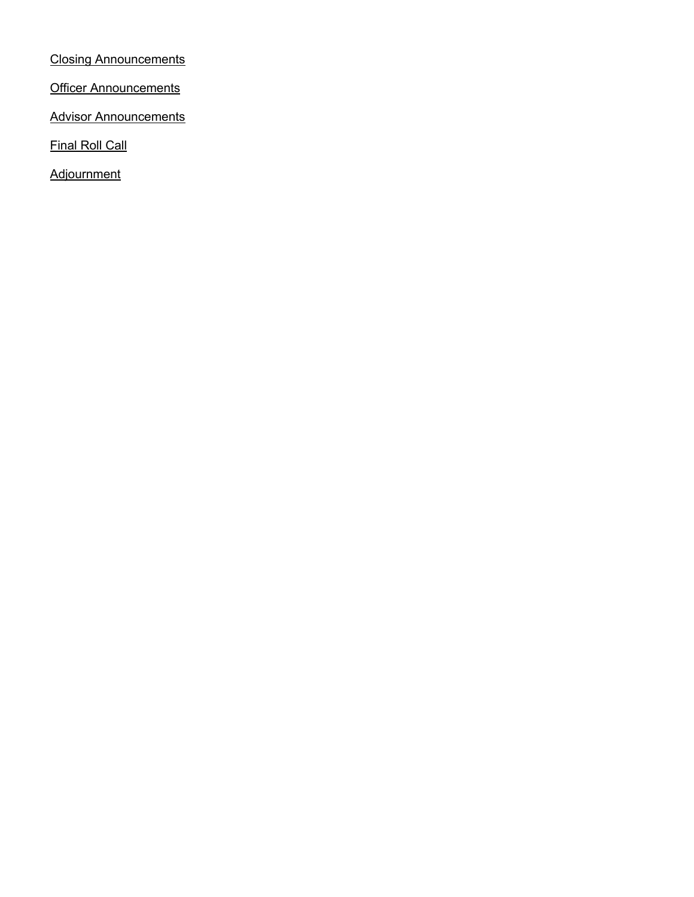<u>Closing Announcements</u>

<u>Officer Announcements</u>

<u>Advisor Announcements</u>

<u>Final Roll Call</u>

<u>Adjournment</u>